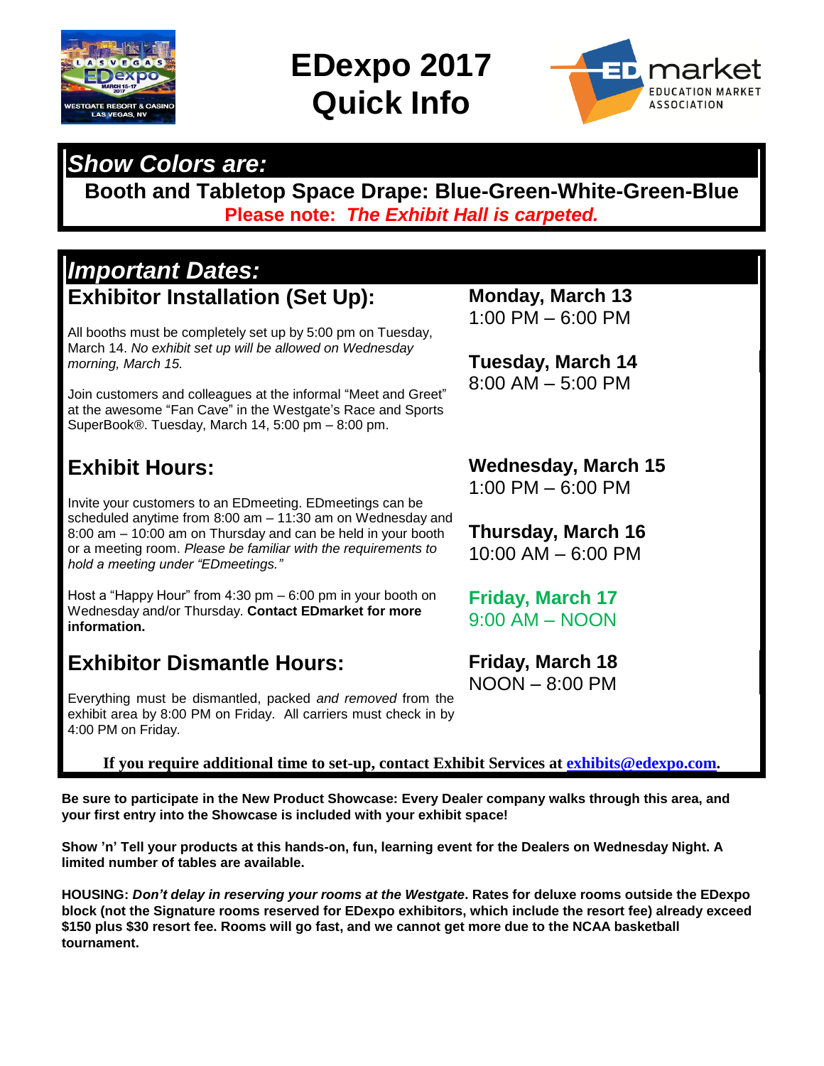# EDexpo 2017 Quick Info

## *Show Colors are:*

**Booth and Tabletop Space Drape: Blue-Green-White-Green-Blue**

**Please note:** ***The Exhibit Hall is carpeted.***

## *Important Dates:*

### Exhibitor Installation (Set Up):

**Monday, March 13**
1:00 PM – 6:00 PM

**Tuesday, March 14**
8:00 AM – 5:00 PM

All booths must be completely set up by 5:00 pm on Tuesday, March 14. *No exhibit set up will be allowed on Wednesday morning, March 15.*

Join customers and colleagues at the informal "Meet and Greet" at the awesome "Fan Cave" in the Westgate's Race and Sports SuperBook®. Tuesday, March 14, 5:00 pm – 8:00 pm.

### Exhibit Hours:

**Wednesday, March 15**
1:00 PM – 6:00 PM

**Thursday, March 16**
10:00 AM – 6:00 PM

**Friday, March 17**
9:00 AM – NOON

Invite your customers to an EDmeeting. EDmeetings can be scheduled anytime from 8:00 am – 11:30 am on Wednesday and 8:00 am – 10:00 am on Thursday and can be held in your booth or a meeting room. *Please be familiar with the requirements to hold a meeting under "EDmeetings."*

Host a "Happy Hour" from 4:30 pm – 6:00 pm in your booth on Wednesday and/or Thursday. **Contact EDmarket for more information.**

### Exhibitor Dismantle Hours:

**Friday, March 18**
NOON – 8:00 PM

Everything must be dismantled, packed *and removed* from the exhibit area by 8:00 PM on Friday. All carriers must check in by 4:00 PM on Friday.

**If you require additional time to set-up, contact Exhibit Services at [exhibits@edexpo.com](mailto:exhibits@edexpo.com).**

**Be sure to participate in the New Product Showcase: Every Dealer company walks through this area, and your first entry into the Showcase is included with your exhibit space!**

**Show 'n' Tell your products at this hands-on, fun, learning event for the Dealers on Wednesday Night. A limited number of tables are available.**

**HOUSING:** ***Don't delay in reserving your rooms at the Westgate*****. Rates for deluxe rooms outside the EDexpo block (not the Signature rooms reserved for EDexpo exhibitors, which include the resort fee) already exceed $150 plus $30 resort fee. Rooms will go fast, and we cannot get more due to the NCAA basketball tournament.**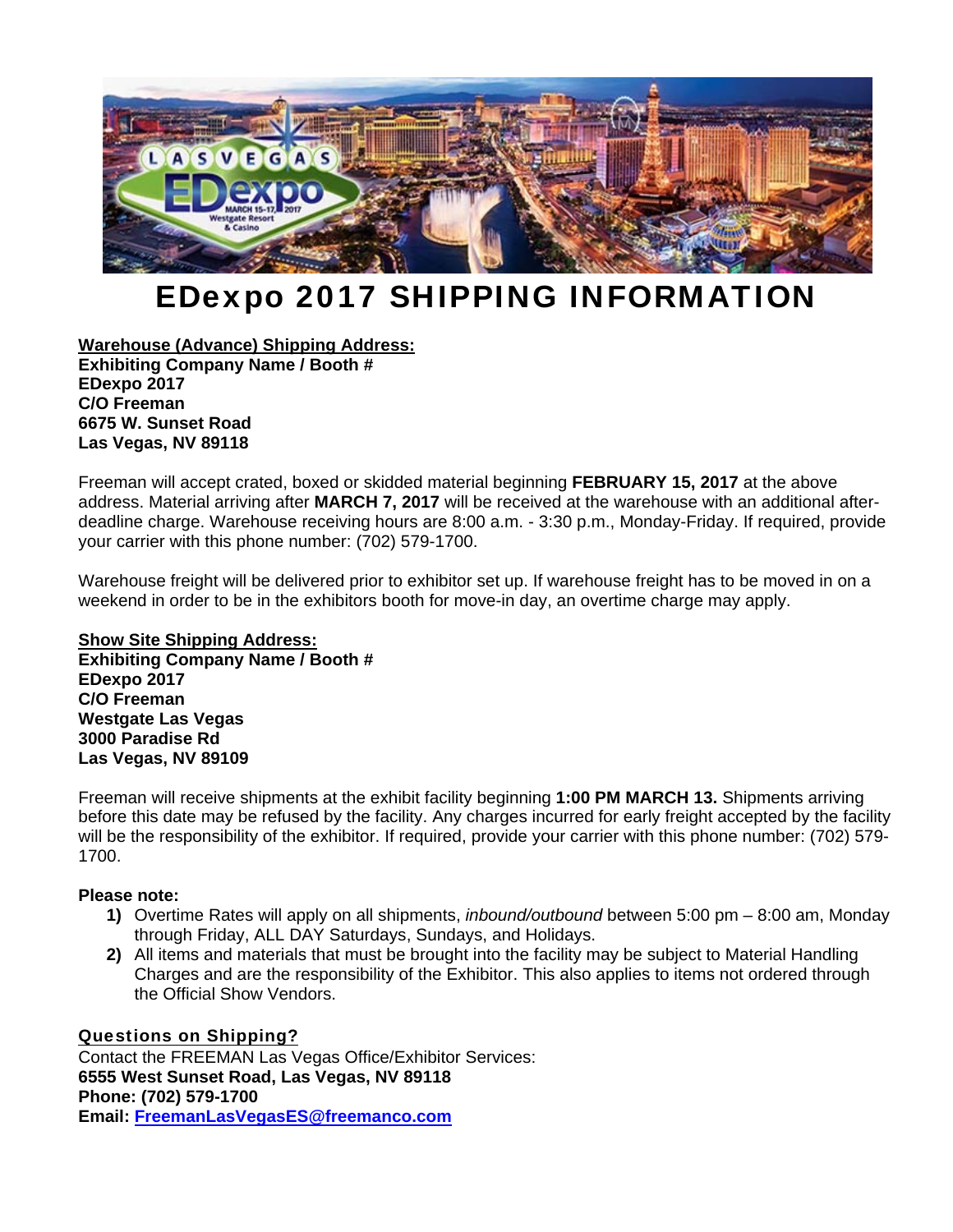# EDexpo 2017 SHIPPING INFORMATION

**Warehouse (Advance) Shipping Address:**
**Exhibiting Company Name / Booth #**
**EDexpo 2017**
**C/O Freeman**
**6675 W. Sunset Road**
**Las Vegas, NV 89118**

Freeman will accept crated, boxed or skidded material beginning **FEBRUARY 15, 2017** at the above address. Material arriving after **MARCH 7, 2017** will be received at the warehouse with an additional after-deadline charge. Warehouse receiving hours are 8:00 a.m. - 3:30 p.m., Monday-Friday. If required, provide your carrier with this phone number: (702) 579-1700.

Warehouse freight will be delivered prior to exhibitor set up. If warehouse freight has to be moved in on a weekend in order to be in the exhibitors booth for move-in day, an overtime charge may apply.

**Show Site Shipping Address:**
**Exhibiting Company Name / Booth #**
**EDexpo 2017**
**C/O Freeman**
**Westgate Las Vegas**
**3000 Paradise Rd**
**Las Vegas, NV 89109**

Freeman will receive shipments at the exhibit facility beginning **1:00 PM MARCH 13.** Shipments arriving before this date may be refused by the facility. Any charges incurred for early freight accepted by the facility will be the responsibility of the exhibitor. If required, provide your carrier with this phone number: (702) 579-1700.

**Please note:**

1. Overtime Rates will apply on all shipments, *inbound/outbound* between 5:00 pm – 8:00 am, Monday through Friday, ALL DAY Saturdays, Sundays, and Holidays.
2. All items and materials that must be brought into the facility may be subject to Material Handling Charges and are the responsibility of the Exhibitor. This also applies to items not ordered through the Official Show Vendors.

**Questions on Shipping?**
Contact the FREEMAN Las Vegas Office/Exhibitor Services:
**6555 West Sunset Road, Las Vegas, NV 89118**
**Phone: (702) 579-1700**
**Email: FreemanLasVegasES@freemanco.com**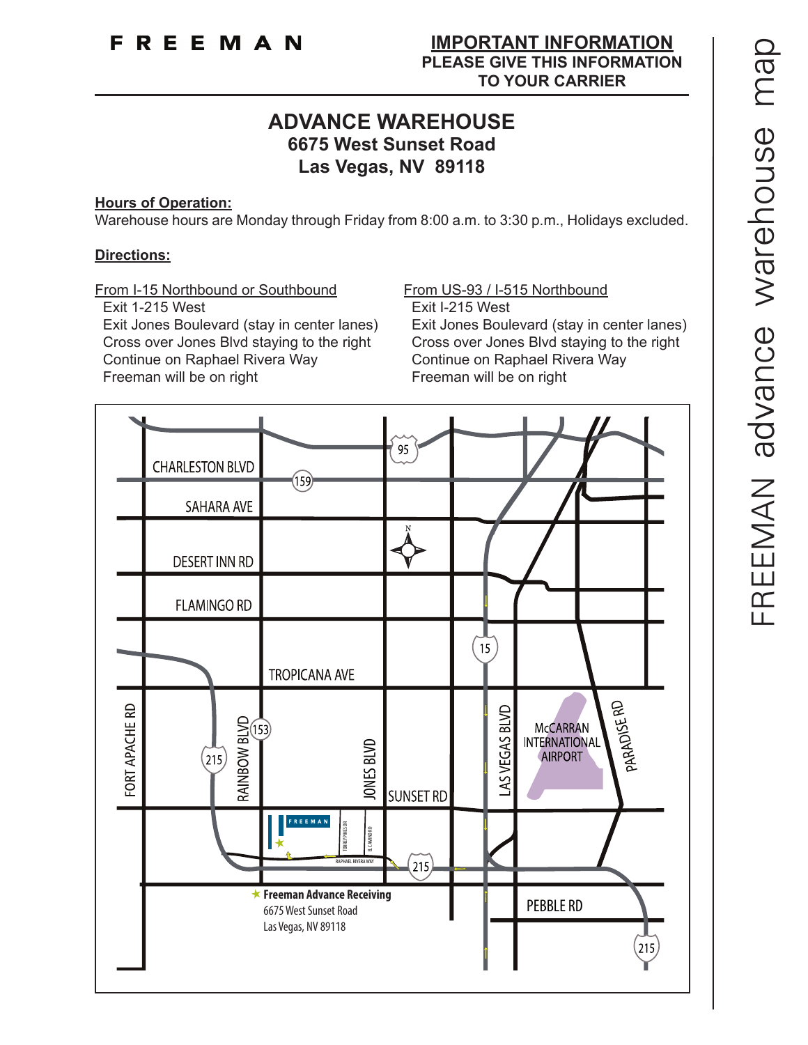FREEMAN

**IMPORTANT INFORMATION**
**PLEASE GIVE THIS INFORMATION TO YOUR CARRIER**

# ADVANCE WAREHOUSE
## 6675 West Sunset Road
## Las Vegas, NV 89118

**Hours of Operation:**
Warehouse hours are Monday through Friday from 8:00 a.m. to 3:30 p.m., Holidays excluded.

**Directions:**

From I-15 Northbound or Southbound
- Exit 1-215 West
- Exit Jones Boulevard (stay in center lanes)
- Cross over Jones Blvd staying to the right
- Continue on Raphael Rivera Way
- Freeman will be on right

From US-93 / I-515 Northbound
- Exit I-215 West
- Exit Jones Boulevard (stay in center lanes)
- Cross over Jones Blvd staying to the right
- Continue on Raphael Rivera Way
- Freeman will be on right

★ **Freeman Advance Receiving**
6675 West Sunset Road
Las Vegas, NV 89118

FREEMAN advance warehouse map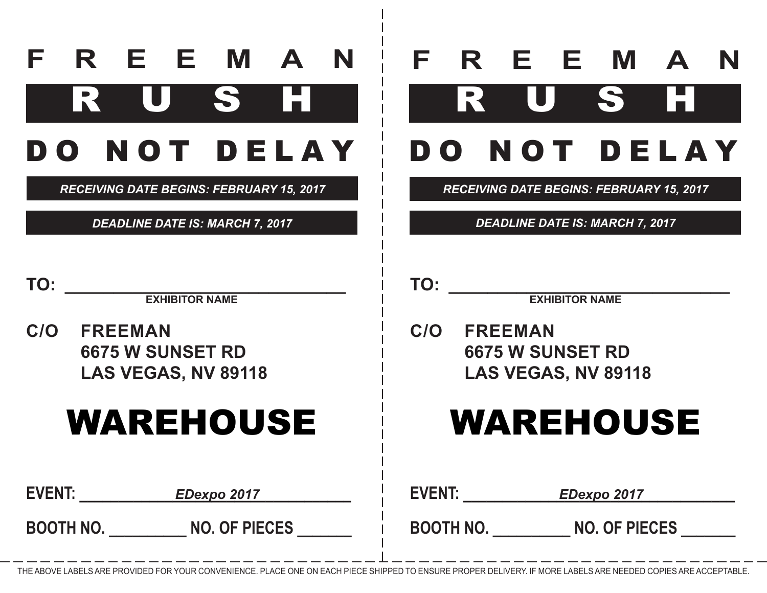# F R E E M A N

# R U S H

## D O N O T D E L A Y

***RECEIVING DATE BEGINS: FEBRUARY 15, 2017***

***DEADLINE DATE IS: MARCH 7, 2017***

**TO:** ______________________________
**EXHIBITOR NAME**

**C/O FREEMAN**
**6675 W SUNSET RD**
**LAS VEGAS, NV 89118**

# WAREHOUSE

**EVENT:** *EDexpo 2017*

**BOOTH NO.** __________ **NO. OF PIECES** _______

# F R E E M A N

# R U S H

## D O N O T D E L A Y

***RECEIVING DATE BEGINS: FEBRUARY 15, 2017***

***DEADLINE DATE IS: MARCH 7, 2017***

**TO:** ______________________________
**EXHIBITOR NAME**

**C/O FREEMAN**
**6675 W SUNSET RD**
**LAS VEGAS, NV 89118**

# WAREHOUSE

**EVENT:** *EDexpo 2017*

**BOOTH NO.** __________ **NO. OF PIECES** _______

THE ABOVE LABELS ARE PROVIDED FOR YOUR CONVENIENCE. PLACE ONE ON EACH PIECE SHIPPED TO ENSURE PROPER DELIVERY. IF MORE LABELS ARE NEEDED COPIES ARE ACCEPTABLE.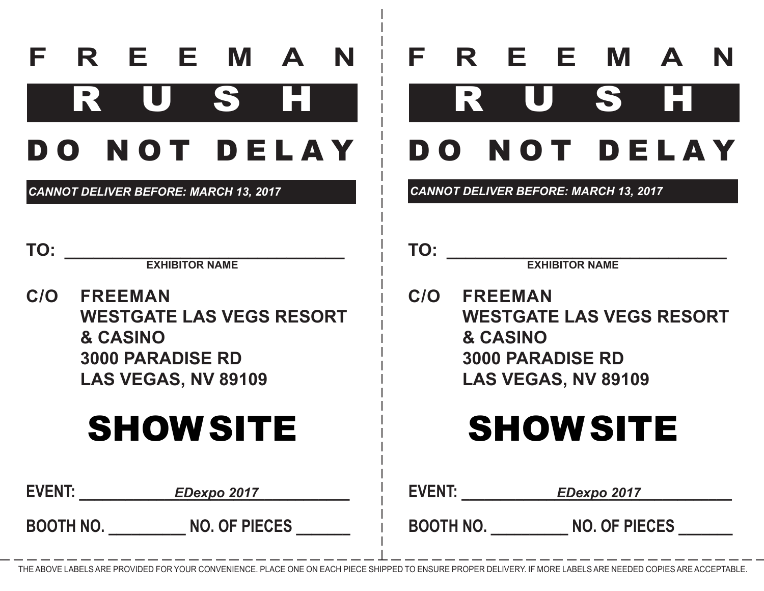# F R E E M A N

# R U S H

# D O N O T D E L A Y

***CANNOT DELIVER BEFORE: MARCH 13, 2017***

**TO:** ______________________________

**EXHIBITOR NAME**

**C/O FREEMAN**
**WESTGATE LAS VEGS RESORT**
**& CASINO**
**3000 PARADISE RD**
**LAS VEGAS, NV 89109**

# SHOWSITE

**EVENT:** *EDexpo 2017*

**BOOTH NO.** __________ **NO. OF PIECES** _______

---

# F R E E M A N

# R U S H

# D O N O T D E L A Y

***CANNOT DELIVER BEFORE: MARCH 13, 2017***

**TO:** ______________________________

**EXHIBITOR NAME**

**C/O FREEMAN**
**WESTGATE LAS VEGS RESORT**
**& CASINO**
**3000 PARADISE RD**
**LAS VEGAS, NV 89109**

# SHOWSITE

**EVENT:** *EDexpo 2017*

**BOOTH NO.** __________ **NO. OF PIECES** _______

---

THE ABOVE LABELS ARE PROVIDED FOR YOUR CONVENIENCE. PLACE ONE ON EACH PIECE SHIPPED TO ENSURE PROPER DELIVERY. IF MORE LABELS ARE NEEDED COPIES ARE ACCEPTABLE.